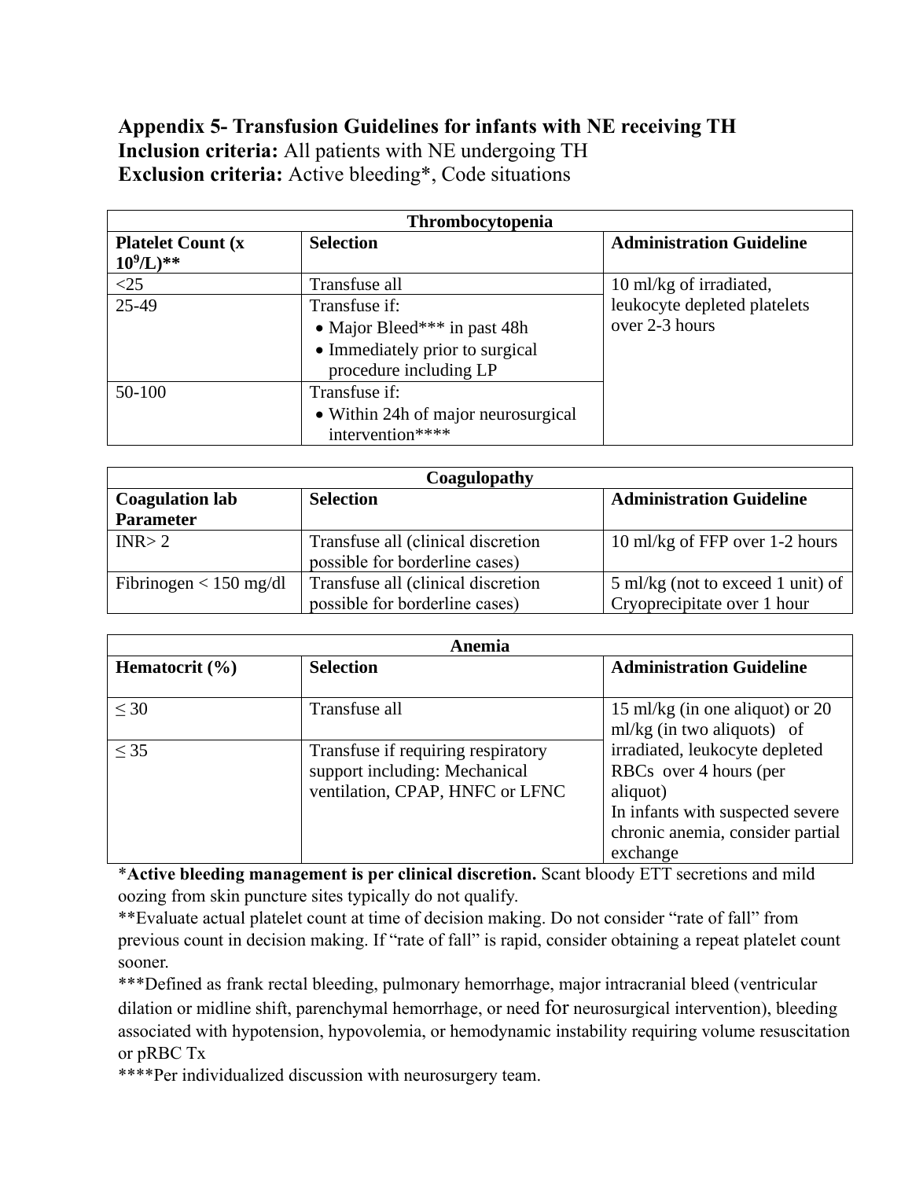## Appendix 5- Transfusion Guidelines for infants with NE receiving TH

**Inclusion criteria:** All patients with NE undergoing TH

**Exclusion criteria:** Active bleeding*, Code situations

| Thrombocytopenia | | |
|---|---|---|
| **Platelet Count (x $10^9$/L)**** | **Selection** | **Administration Guideline** |
| <25 | Transfuse all | 10 ml/kg of irradiated, leukocyte depleted platelets over 2-3 hours |
| 25-49 | Transfuse if: <br>• Major Bleed*** in past 48h <br>• Immediately prior to surgical procedure including LP | |
| 50-100 | Transfuse if: <br>• Within 24h of major neurosurgical intervention**** | |

| Coagulopathy | | |
|---|---|---|
| **Coagulation lab Parameter** | **Selection** | **Administration Guideline** |
| INR> 2 | Transfuse all (clinical discretion possible for borderline cases) | 10 ml/kg of FFP over 1-2 hours |
| Fibrinogen < 150 mg/dl | Transfuse all (clinical discretion possible for borderline cases) | 5 ml/kg (not to exceed 1 unit) of Cryoprecipitate over 1 hour |

| Anemia | | |
|---|---|---|
| **Hematocrit (%)** | **Selection** | **Administration Guideline** |
| ≤ 30 | Transfuse all | 15 ml/kg (in one aliquot) or 20 ml/kg (in two aliquots) of irradiated, leukocyte depleted RBCs over 4 hours (per aliquot)<br>In infants with suspected severe chronic anemia, consider partial exchange |
| ≤ 35 | Transfuse if requiring respiratory support including: Mechanical ventilation, CPAP, HNFC or LFNC | |

***Active bleeding management is per clinical discretion.** Scant bloody ETT secretions and mild oozing from skin puncture sites typically do not qualify.

**Evaluate actual platelet count at time of decision making. Do not consider "rate of fall" from previous count in decision making. If "rate of fall" is rapid, consider obtaining a repeat platelet count sooner.

***Defined as frank rectal bleeding, pulmonary hemorrhage, major intracranial bleed (ventricular dilation or midline shift, parenchymal hemorrhage, or need for neurosurgical intervention), bleeding associated with hypotension, hypovolemia, or hemodynamic instability requiring volume resuscitation or pRBC Tx

****Per individualized discussion with neurosurgery team.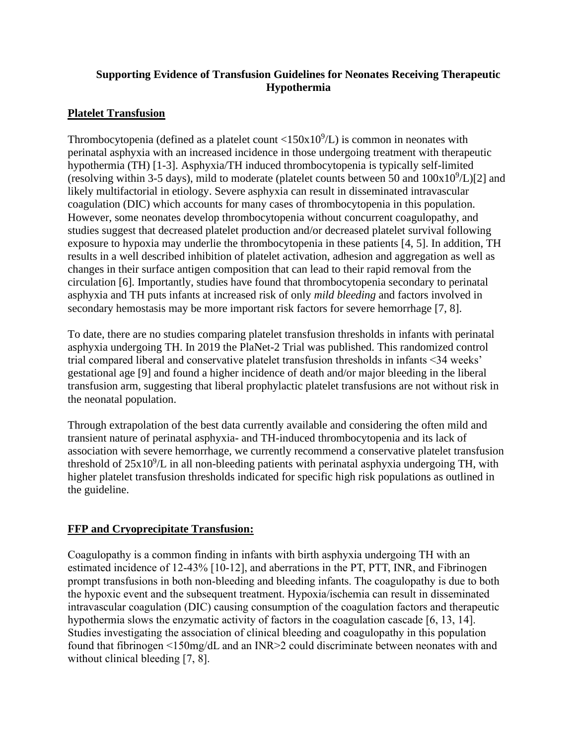**Supporting Evidence of Transfusion Guidelines for Neonates Receiving Therapeutic Hypothermia**

## Platelet Transfusion

Thrombocytopenia (defined as a platelet count $<150 \times 10^9$/L) is common in neonates with perinatal asphyxia with an increased incidence in those undergoing treatment with therapeutic hypothermia (TH) [1-3]. Asphyxia/TH induced thrombocytopenia is typically self-limited (resolving within 3-5 days), mild to moderate (platelet counts between 50 and $100 \times 10^9$/L)[2] and likely multifactorial in etiology. Severe asphyxia can result in disseminated intravascular coagulation (DIC) which accounts for many cases of thrombocytopenia in this population. However, some neonates develop thrombocytopenia without concurrent coagulopathy, and studies suggest that decreased platelet production and/or decreased platelet survival following exposure to hypoxia may underlie the thrombocytopenia in these patients [4, 5]. In addition, TH results in a well described inhibition of platelet activation, adhesion and aggregation as well as changes in their surface antigen composition that can lead to their rapid removal from the circulation [6]. Importantly, studies have found that thrombocytopenia secondary to perinatal asphyxia and TH puts infants at increased risk of only *mild bleeding* and factors involved in secondary hemostasis may be more important risk factors for severe hemorrhage [7, 8].

To date, there are no studies comparing platelet transfusion thresholds in infants with perinatal asphyxia undergoing TH. In 2019 the PlaNet-2 Trial was published. This randomized control trial compared liberal and conservative platelet transfusion thresholds in infants <34 weeks' gestational age [9] and found a higher incidence of death and/or major bleeding in the liberal transfusion arm, suggesting that liberal prophylactic platelet transfusions are not without risk in the neonatal population.

Through extrapolation of the best data currently available and considering the often mild and transient nature of perinatal asphyxia- and TH-induced thrombocytopenia and its lack of association with severe hemorrhage, we currently recommend a conservative platelet transfusion threshold of $25 \times 10^9$/L in all non-bleeding patients with perinatal asphyxia undergoing TH, with higher platelet transfusion thresholds indicated for specific high risk populations as outlined in the guideline.

## FFP and Cryoprecipitate Transfusion:

Coagulopathy is a common finding in infants with birth asphyxia undergoing TH with an estimated incidence of 12-43% [10-12], and aberrations in the PT, PTT, INR, and Fibrinogen prompt transfusions in both non-bleeding and bleeding infants. The coagulopathy is due to both the hypoxic event and the subsequent treatment. Hypoxia/ischemia can result in disseminated intravascular coagulation (DIC) causing consumption of the coagulation factors and therapeutic hypothermia slows the enzymatic activity of factors in the coagulation cascade [6, 13, 14]. Studies investigating the association of clinical bleeding and coagulopathy in this population found that fibrinogen <150mg/dL and an INR>2 could discriminate between neonates with and without clinical bleeding [7, 8].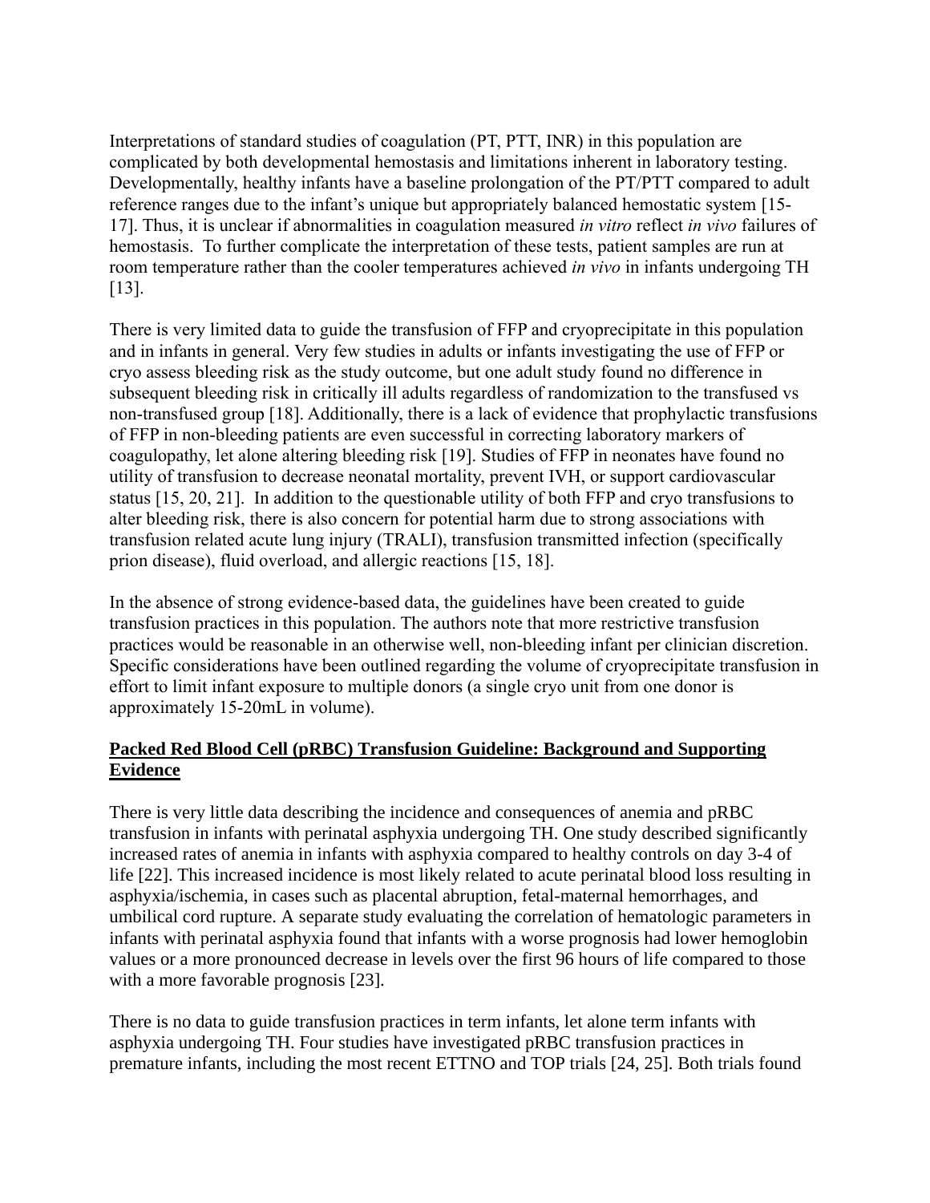Interpretations of standard studies of coagulation (PT, PTT, INR) in this population are complicated by both developmental hemostasis and limitations inherent in laboratory testing. Developmentally, healthy infants have a baseline prolongation of the PT/PTT compared to adult reference ranges due to the infant's unique but appropriately balanced hemostatic system [15-17]. Thus, it is unclear if abnormalities in coagulation measured *in vitro* reflect *in vivo* failures of hemostasis. To further complicate the interpretation of these tests, patient samples are run at room temperature rather than the cooler temperatures achieved *in vivo* in infants undergoing TH [13].

There is very limited data to guide the transfusion of FFP and cryoprecipitate in this population and in infants in general. Very few studies in adults or infants investigating the use of FFP or cryo assess bleeding risk as the study outcome, but one adult study found no difference in subsequent bleeding risk in critically ill adults regardless of randomization to the transfused vs non-transfused group [18]. Additionally, there is a lack of evidence that prophylactic transfusions of FFP in non-bleeding patients are even successful in correcting laboratory markers of coagulopathy, let alone altering bleeding risk [19]. Studies of FFP in neonates have found no utility of transfusion to decrease neonatal mortality, prevent IVH, or support cardiovascular status [15, 20, 21]. In addition to the questionable utility of both FFP and cryo transfusions to alter bleeding risk, there is also concern for potential harm due to strong associations with transfusion related acute lung injury (TRALI), transfusion transmitted infection (specifically prion disease), fluid overload, and allergic reactions [15, 18].

In the absence of strong evidence-based data, the guidelines have been created to guide transfusion practices in this population. The authors note that more restrictive transfusion practices would be reasonable in an otherwise well, non-bleeding infant per clinician discretion. Specific considerations have been outlined regarding the volume of cryoprecipitate transfusion in effort to limit infant exposure to multiple donors (a single cryo unit from one donor is approximately 15-20mL in volume).

## **Packed Red Blood Cell (pRBC) Transfusion Guideline: Background and Supporting Evidence**

There is very little data describing the incidence and consequences of anemia and pRBC transfusion in infants with perinatal asphyxia undergoing TH. One study described significantly increased rates of anemia in infants with asphyxia compared to healthy controls on day 3-4 of life [22]. This increased incidence is most likely related to acute perinatal blood loss resulting in asphyxia/ischemia, in cases such as placental abruption, fetal-maternal hemorrhages, and umbilical cord rupture. A separate study evaluating the correlation of hematologic parameters in infants with perinatal asphyxia found that infants with a worse prognosis had lower hemoglobin values or a more pronounced decrease in levels over the first 96 hours of life compared to those with a more favorable prognosis [23].

There is no data to guide transfusion practices in term infants, let alone term infants with asphyxia undergoing TH. Four studies have investigated pRBC transfusion practices in premature infants, including the most recent ETTNO and TOP trials [24, 25]. Both trials found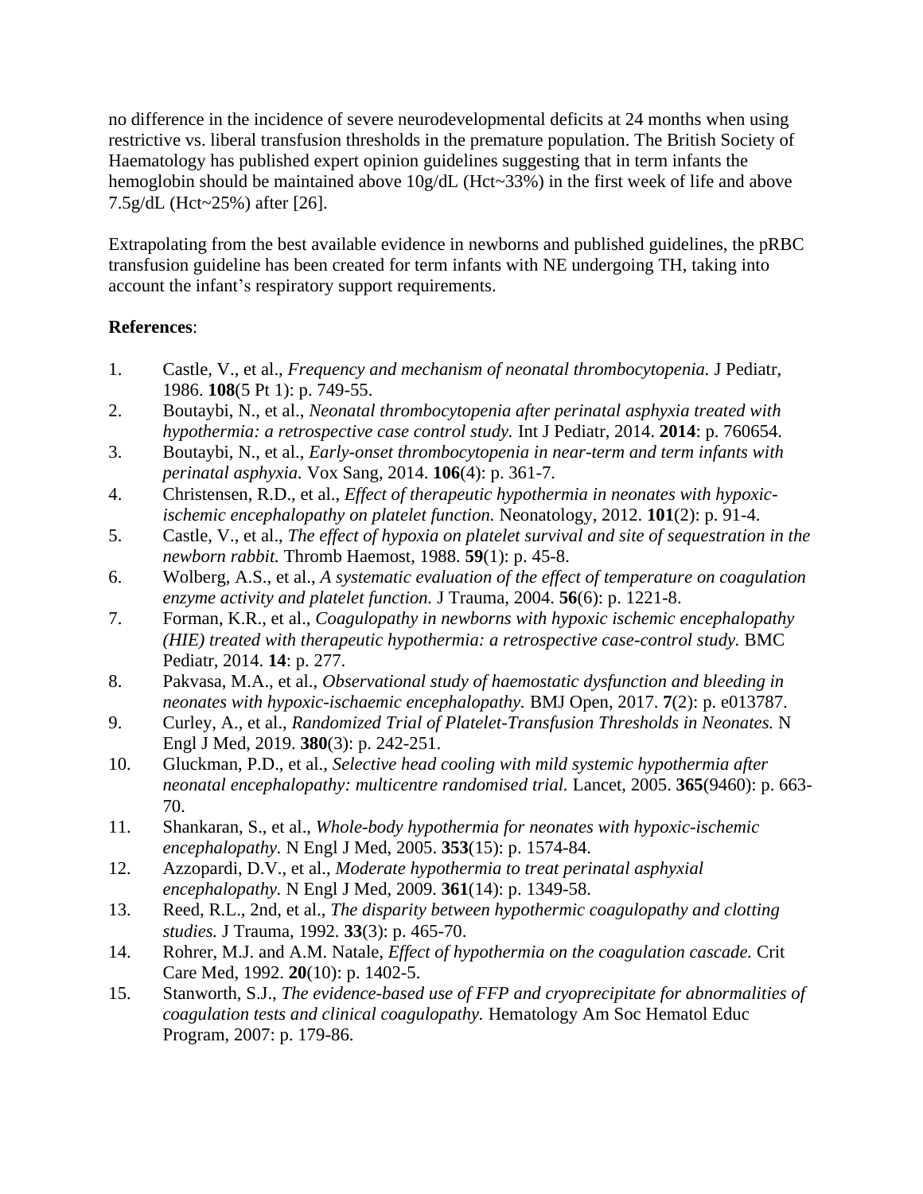no difference in the incidence of severe neurodevelopmental deficits at 24 months when using restrictive vs. liberal transfusion thresholds in the premature population. The British Society of Haematology has published expert opinion guidelines suggesting that in term infants the hemoglobin should be maintained above 10g/dL (Hct~33%) in the first week of life and above 7.5g/dL (Hct~25%) after [26].

Extrapolating from the best available evidence in newborns and published guidelines, the pRBC transfusion guideline has been created for term infants with NE undergoing TH, taking into account the infant's respiratory support requirements.

**References**:

1. Castle, V., et al., *Frequency and mechanism of neonatal thrombocytopenia.* J Pediatr, 1986. **108**(5 Pt 1): p. 749-55.
2. Boutaybi, N., et al., *Neonatal thrombocytopenia after perinatal asphyxia treated with hypothermia: a retrospective case control study.* Int J Pediatr, 2014. **2014**: p. 760654.
3. Boutaybi, N., et al., *Early-onset thrombocytopenia in near-term and term infants with perinatal asphyxia.* Vox Sang, 2014. **106**(4): p. 361-7.
4. Christensen, R.D., et al., *Effect of therapeutic hypothermia in neonates with hypoxic-ischemic encephalopathy on platelet function.* Neonatology, 2012. **101**(2): p. 91-4.
5. Castle, V., et al., *The effect of hypoxia on platelet survival and site of sequestration in the newborn rabbit.* Thromb Haemost, 1988. **59**(1): p. 45-8.
6. Wolberg, A.S., et al., *A systematic evaluation of the effect of temperature on coagulation enzyme activity and platelet function.* J Trauma, 2004. **56**(6): p. 1221-8.
7. Forman, K.R., et al., *Coagulopathy in newborns with hypoxic ischemic encephalopathy (HIE) treated with therapeutic hypothermia: a retrospective case-control study.* BMC Pediatr, 2014. **14**: p. 277.
8. Pakvasa, M.A., et al., *Observational study of haemostatic dysfunction and bleeding in neonates with hypoxic-ischaemic encephalopathy.* BMJ Open, 2017. **7**(2): p. e013787.
9. Curley, A., et al., *Randomized Trial of Platelet-Transfusion Thresholds in Neonates.* N Engl J Med, 2019. **380**(3): p. 242-251.
10. Gluckman, P.D., et al., *Selective head cooling with mild systemic hypothermia after neonatal encephalopathy: multicentre randomised trial.* Lancet, 2005. **365**(9460): p. 663-70.
11. Shankaran, S., et al., *Whole-body hypothermia for neonates with hypoxic-ischemic encephalopathy.* N Engl J Med, 2005. **353**(15): p. 1574-84.
12. Azzopardi, D.V., et al., *Moderate hypothermia to treat perinatal asphyxial encephalopathy.* N Engl J Med, 2009. **361**(14): p. 1349-58.
13. Reed, R.L., 2nd, et al., *The disparity between hypothermic coagulopathy and clotting studies.* J Trauma, 1992. **33**(3): p. 465-70.
14. Rohrer, M.J. and A.M. Natale, *Effect of hypothermia on the coagulation cascade.* Crit Care Med, 1992. **20**(10): p. 1402-5.
15. Stanworth, S.J., *The evidence-based use of FFP and cryoprecipitate for abnormalities of coagulation tests and clinical coagulopathy.* Hematology Am Soc Hematol Educ Program, 2007: p. 179-86.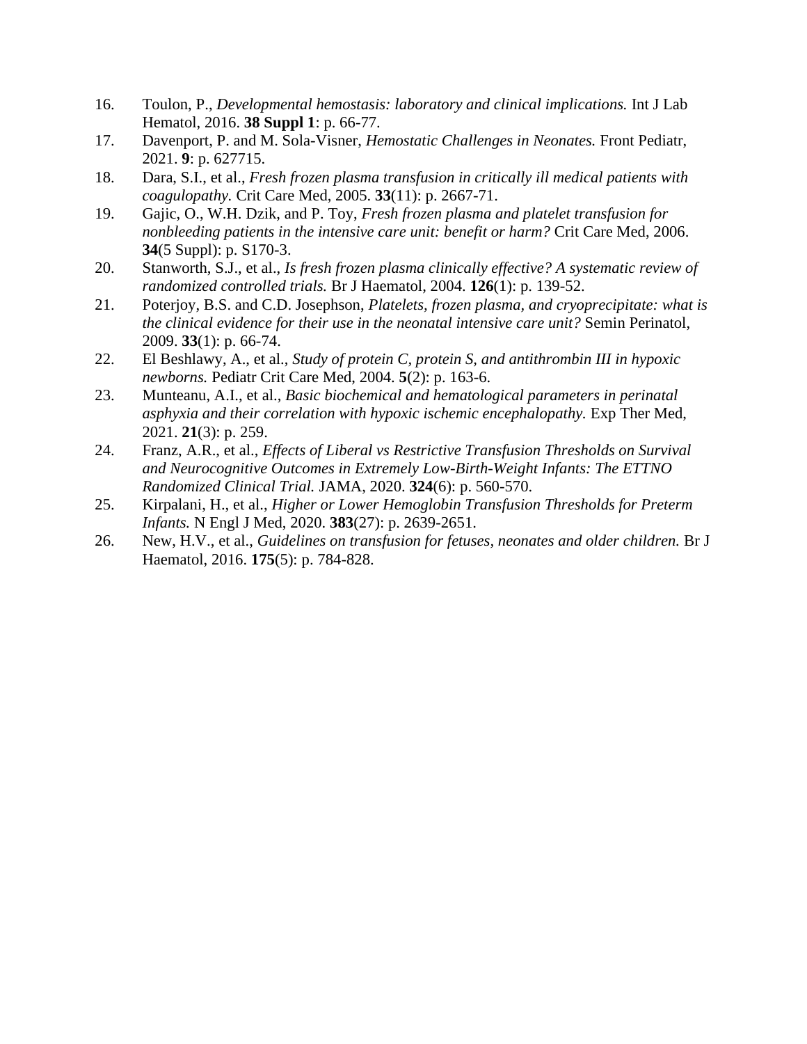16. Toulon, P., *Developmental hemostasis: laboratory and clinical implications.* Int J Lab Hematol, 2016. **38 Suppl 1**: p. 66-77.
17. Davenport, P. and M. Sola-Visner, *Hemostatic Challenges in Neonates.* Front Pediatr, 2021. **9**: p. 627715.
18. Dara, S.I., et al., *Fresh frozen plasma transfusion in critically ill medical patients with coagulopathy.* Crit Care Med, 2005. **33**(11): p. 2667-71.
19. Gajic, O., W.H. Dzik, and P. Toy, *Fresh frozen plasma and platelet transfusion for nonbleeding patients in the intensive care unit: benefit or harm?* Crit Care Med, 2006. **34**(5 Suppl): p. S170-3.
20. Stanworth, S.J., et al., *Is fresh frozen plasma clinically effective? A systematic review of randomized controlled trials.* Br J Haematol, 2004. **126**(1): p. 139-52.
21. Poterjoy, B.S. and C.D. Josephson, *Platelets, frozen plasma, and cryoprecipitate: what is the clinical evidence for their use in the neonatal intensive care unit?* Semin Perinatol, 2009. **33**(1): p. 66-74.
22. El Beshlawy, A., et al., *Study of protein C, protein S, and antithrombin III in hypoxic newborns.* Pediatr Crit Care Med, 2004. **5**(2): p. 163-6.
23. Munteanu, A.I., et al., *Basic biochemical and hematological parameters in perinatal asphyxia and their correlation with hypoxic ischemic encephalopathy.* Exp Ther Med, 2021. **21**(3): p. 259.
24. Franz, A.R., et al., *Effects of Liberal vs Restrictive Transfusion Thresholds on Survival and Neurocognitive Outcomes in Extremely Low-Birth-Weight Infants: The ETTNO Randomized Clinical Trial.* JAMA, 2020. **324**(6): p. 560-570.
25. Kirpalani, H., et al., *Higher or Lower Hemoglobin Transfusion Thresholds for Preterm Infants.* N Engl J Med, 2020. **383**(27): p. 2639-2651.
26. New, H.V., et al., *Guidelines on transfusion for fetuses, neonates and older children.* Br J Haematol, 2016. **175**(5): p. 784-828.